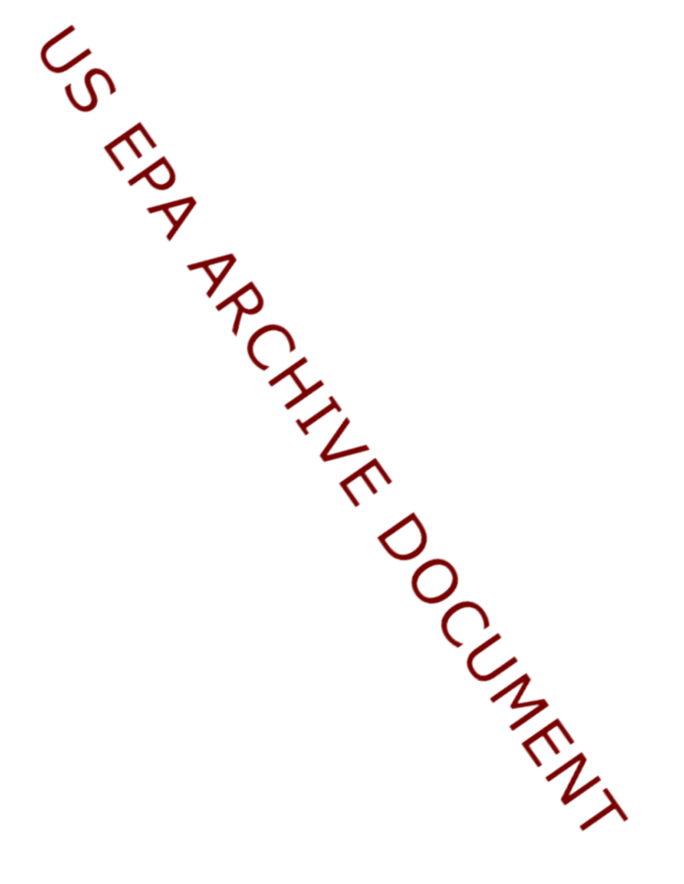US EPA ARCHIVE DOCUMENT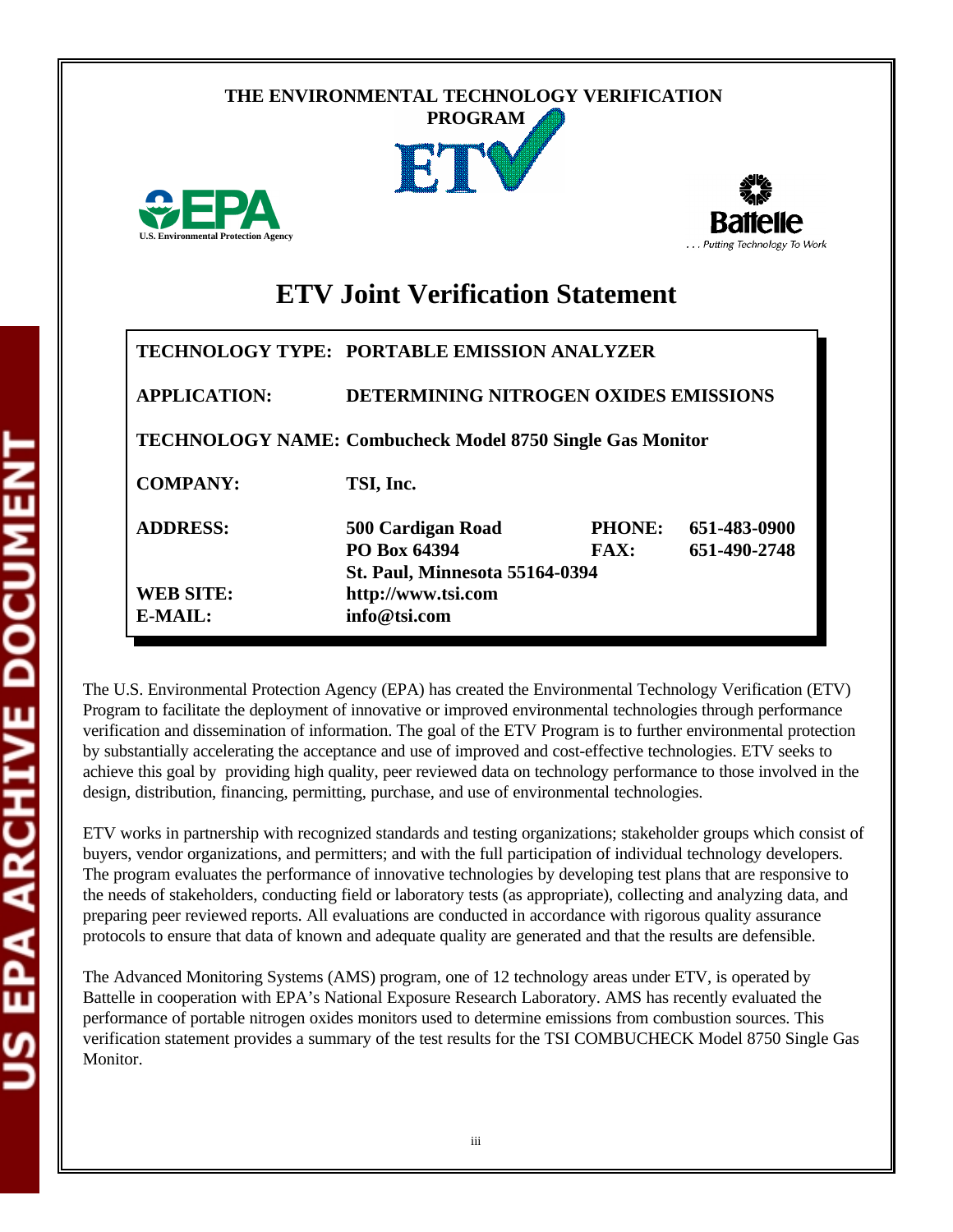THE ENVIRONMENTAL TECHNOLOGY VERIFICATION PROGRAM

U.S. Environmental Protection Agency

Battelle
. . . Putting Technology To Work

# ETV Joint Verification Statement

| | | | |
|---|---|---|---|
| **TECHNOLOGY TYPE:** | **PORTABLE EMISSION ANALYZER** | | |
| **APPLICATION:** | **DETERMINING NITROGEN OXIDES EMISSIONS** | | |
| **TECHNOLOGY NAME:** | **Combucheck Model 8750 Single Gas Monitor** | | |
| **COMPANY:** | **TSI, Inc.** | | |
| **ADDRESS:** | **500 Cardigan Road**<br>**PO Box 64394**<br>**St. Paul, Minnesota 55164-0394** | **PHONE:**<br>**FAX:** | **651-483-0900**<br>**651-490-2748** |
| **WEB SITE:** | **http://www.tsi.com** | | |
| **E-MAIL:** | **info@tsi.com** | | |

The U.S. Environmental Protection Agency (EPA) has created the Environmental Technology Verification (ETV) Program to facilitate the deployment of innovative or improved environmental technologies through performance verification and dissemination of information. The goal of the ETV Program is to further environmental protection by substantially accelerating the acceptance and use of improved and cost-effective technologies. ETV seeks to achieve this goal by providing high quality, peer reviewed data on technology performance to those involved in the design, distribution, financing, permitting, purchase, and use of environmental technologies.

ETV works in partnership with recognized standards and testing organizations; stakeholder groups which consist of buyers, vendor organizations, and permitters; and with the full participation of individual technology developers. The program evaluates the performance of innovative technologies by developing test plans that are responsive to the needs of stakeholders, conducting field or laboratory tests (as appropriate), collecting and analyzing data, and preparing peer reviewed reports. All evaluations are conducted in accordance with rigorous quality assurance protocols to ensure that data of known and adequate quality are generated and that the results are defensible.

The Advanced Monitoring Systems (AMS) program, one of 12 technology areas under ETV, is operated by Battelle in cooperation with EPA's National Exposure Research Laboratory. AMS has recently evaluated the performance of portable nitrogen oxides monitors used to determine emissions from combustion sources. This verification statement provides a summary of the test results for the TSI COMBUCHECK Model 8750 Single Gas Monitor.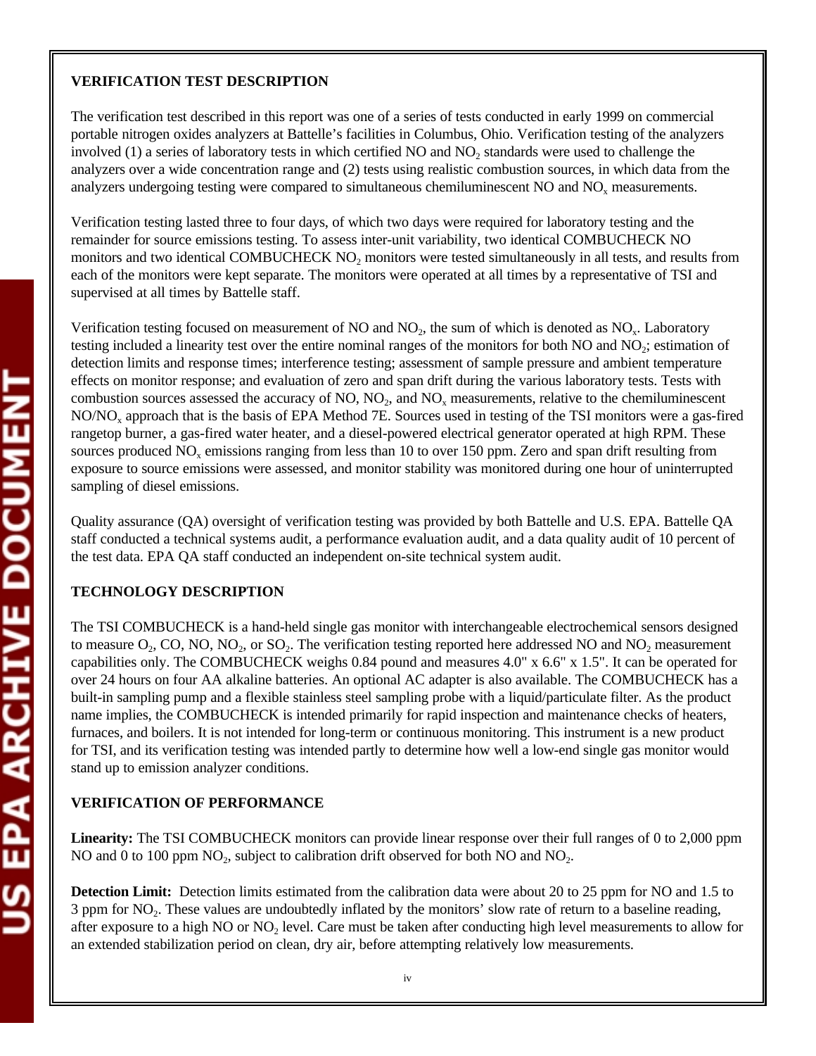## VERIFICATION TEST DESCRIPTION

The verification test described in this report was one of a series of tests conducted in early 1999 on commercial portable nitrogen oxides analyzers at Battelle's facilities in Columbus, Ohio. Verification testing of the analyzers involved (1) a series of laboratory tests in which certified NO and $NO_2$ standards were used to challenge the analyzers over a wide concentration range and (2) tests using realistic combustion sources, in which data from the analyzers undergoing testing were compared to simultaneous chemiluminescent NO and $NO_x$ measurements.

Verification testing lasted three to four days, of which two days were required for laboratory testing and the remainder for source emissions testing. To assess inter-unit variability, two identical COMBUCHECK NO monitors and two identical COMBUCHECK $NO_2$ monitors were tested simultaneously in all tests, and results from each of the monitors were kept separate. The monitors were operated at all times by a representative of TSI and supervised at all times by Battelle staff.

Verification testing focused on measurement of NO and $NO_2$, the sum of which is denoted as $NO_x$. Laboratory testing included a linearity test over the entire nominal ranges of the monitors for both NO and $NO_2$; estimation of detection limits and response times; interference testing; assessment of sample pressure and ambient temperature effects on monitor response; and evaluation of zero and span drift during the various laboratory tests. Tests with combustion sources assessed the accuracy of NO, $NO_2$, and $NO_x$ measurements, relative to the chemiluminescent NO/$NO_x$ approach that is the basis of EPA Method 7E. Sources used in testing of the TSI monitors were a gas-fired rangetop burner, a gas-fired water heater, and a diesel-powered electrical generator operated at high RPM. These sources produced $NO_x$ emissions ranging from less than 10 to over 150 ppm. Zero and span drift resulting from exposure to source emissions were assessed, and monitor stability was monitored during one hour of uninterrupted sampling of diesel emissions.

Quality assurance (QA) oversight of verification testing was provided by both Battelle and U.S. EPA. Battelle QA staff conducted a technical systems audit, a performance evaluation audit, and a data quality audit of 10 percent of the test data. EPA QA staff conducted an independent on-site technical system audit.

## TECHNOLOGY DESCRIPTION

The TSI COMBUCHECK is a hand-held single gas monitor with interchangeable electrochemical sensors designed to measure $O_2$, CO, NO, $NO_2$, or $SO_2$. The verification testing reported here addressed NO and $NO_2$ measurement capabilities only. The COMBUCHECK weighs 0.84 pound and measures 4.0" x 6.6" x 1.5". It can be operated for over 24 hours on four AA alkaline batteries. An optional AC adapter is also available. The COMBUCHECK has a built-in sampling pump and a flexible stainless steel sampling probe with a liquid/particulate filter. As the product name implies, the COMBUCHECK is intended primarily for rapid inspection and maintenance checks of heaters, furnaces, and boilers. It is not intended for long-term or continuous monitoring. This instrument is a new product for TSI, and its verification testing was intended partly to determine how well a low-end single gas monitor would stand up to emission analyzer conditions.

## VERIFICATION OF PERFORMANCE

**Linearity:** The TSI COMBUCHECK monitors can provide linear response over their full ranges of 0 to 2,000 ppm NO and 0 to 100 ppm $NO_2$, subject to calibration drift observed for both NO and $NO_2$.

**Detection Limit:** Detection limits estimated from the calibration data were about 20 to 25 ppm for NO and 1.5 to 3 ppm for $NO_2$. These values are undoubtedly inflated by the monitors' slow rate of return to a baseline reading, after exposure to a high NO or $NO_2$ level. Care must be taken after conducting high level measurements to allow for an extended stabilization period on clean, dry air, before attempting relatively low measurements.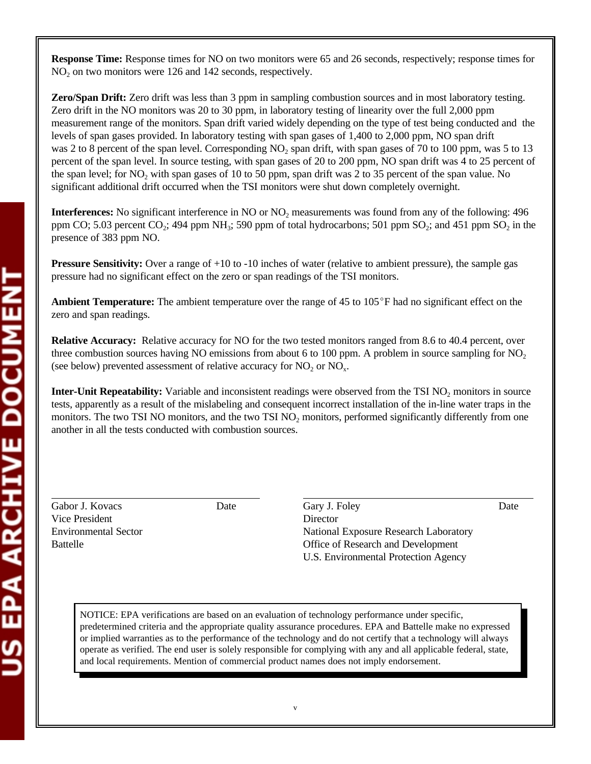**Response Time:** Response times for NO on two monitors were 65 and 26 seconds, respectively; response times for $NO_2$ on two monitors were 126 and 142 seconds, respectively.

**Zero/Span Drift:** Zero drift was less than 3 ppm in sampling combustion sources and in most laboratory testing. Zero drift in the NO monitors was 20 to 30 ppm, in laboratory testing of linearity over the full 2,000 ppm measurement range of the monitors. Span drift varied widely depending on the type of test being conducted and the levels of span gases provided. In laboratory testing with span gases of 1,400 to 2,000 ppm, NO span drift was 2 to 8 percent of the span level. Corresponding $NO_2$ span drift, with span gases of 70 to 100 ppm, was 5 to 13 percent of the span level. In source testing, with span gases of 20 to 200 ppm, NO span drift was 4 to 25 percent of the span level; for $NO_2$ with span gases of 10 to 50 ppm, span drift was 2 to 35 percent of the span value. No significant additional drift occurred when the TSI monitors were shut down completely overnight.

**Interferences:** No significant interference in NO or $NO_2$ measurements was found from any of the following: 496 ppm CO; 5.03 percent $CO_2$; 494 ppm $NH_3$; 590 ppm of total hydrocarbons; 501 ppm $SO_2$; and 451 ppm $SO_2$ in the presence of 383 ppm NO.

**Pressure Sensitivity:** Over a range of +10 to -10 inches of water (relative to ambient pressure), the sample gas pressure had no significant effect on the zero or span readings of the TSI monitors.

**Ambient Temperature:** The ambient temperature over the range of 45 to 105°F had no significant effect on the zero and span readings.

**Relative Accuracy:** Relative accuracy for NO for the two tested monitors ranged from 8.6 to 40.4 percent, over three combustion sources having NO emissions from about 6 to 100 ppm. A problem in source sampling for $NO_2$ (see below) prevented assessment of relative accuracy for $NO_2$ or $NO_x$.

**Inter-Unit Repeatability:** Variable and inconsistent readings were observed from the TSI $NO_2$ monitors in source tests, apparently as a result of the mislabeling and consequent incorrect installation of the in-line water traps in the monitors. The two TSI NO monitors, and the two TSI $NO_2$ monitors, performed significantly differently from one another in all the tests conducted with combustion sources.

| | |
|---|---|
| Gabor J. Kovacs &nbsp;&nbsp;&nbsp; Date<br>Vice President<br>Environmental Sector<br>Battelle | Gary J. Foley &nbsp;&nbsp;&nbsp; Date<br>Director<br>National Exposure Research Laboratory<br>Office of Research and Development<br>U.S. Environmental Protection Agency |

NOTICE: EPA verifications are based on an evaluation of technology performance under specific, predetermined criteria and the appropriate quality assurance procedures. EPA and Battelle make no expressed or implied warranties as to the performance of the technology and do not certify that a technology will always operate as verified. The end user is solely responsible for complying with any and all applicable federal, state, and local requirements. Mention of commercial product names does not imply endorsement.